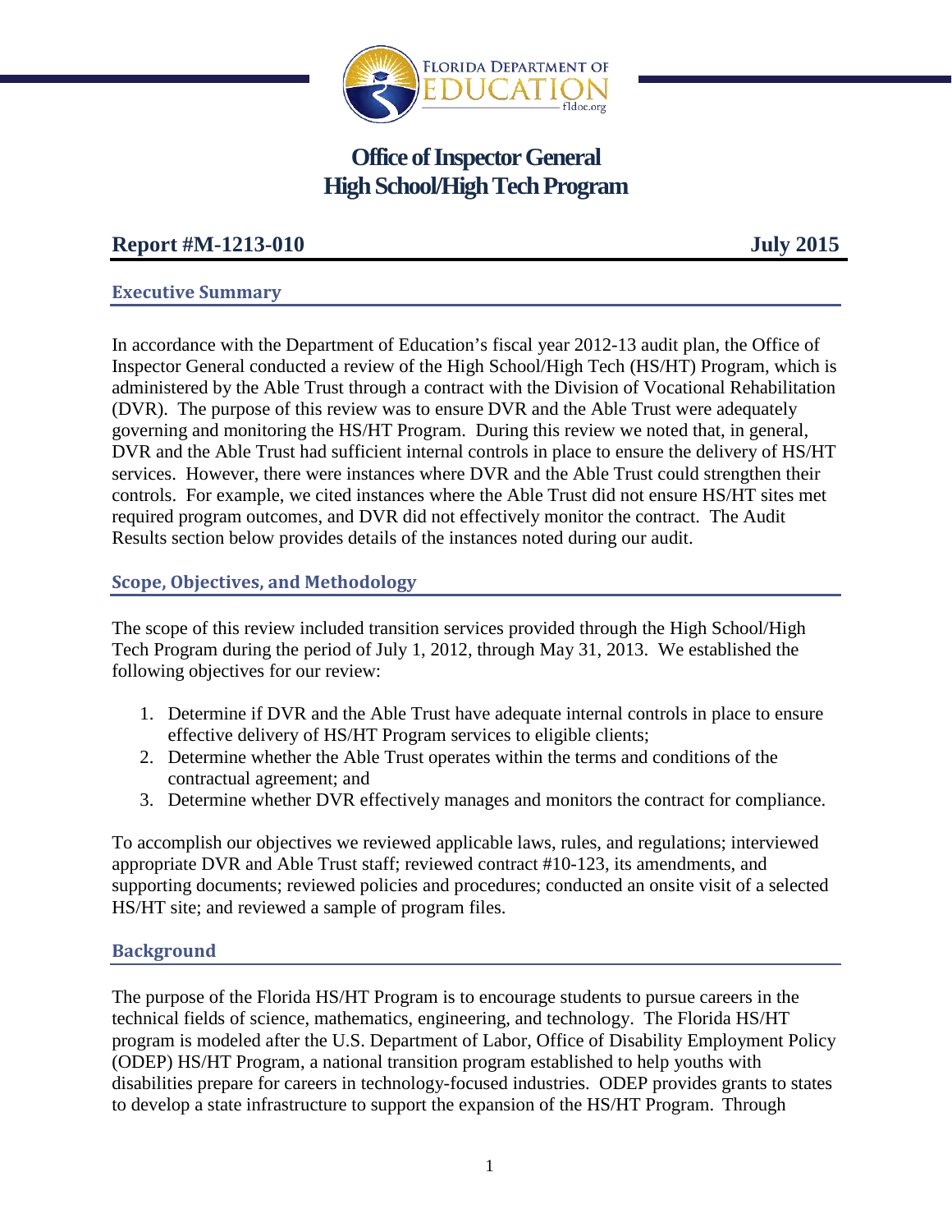# Office of Inspector General
# High School/High Tech Program

**Report #M-1213-010** **July 2015**

## Executive Summary

In accordance with the Department of Education's fiscal year 2012-13 audit plan, the Office of Inspector General conducted a review of the High School/High Tech (HS/HT) Program, which is administered by the Able Trust through a contract with the Division of Vocational Rehabilitation (DVR). The purpose of this review was to ensure DVR and the Able Trust were adequately governing and monitoring the HS/HT Program. During this review we noted that, in general, DVR and the Able Trust had sufficient internal controls in place to ensure the delivery of HS/HT services. However, there were instances where DVR and the Able Trust could strengthen their controls. For example, we cited instances where the Able Trust did not ensure HS/HT sites met required program outcomes, and DVR did not effectively monitor the contract. The Audit Results section below provides details of the instances noted during our audit.

## Scope, Objectives, and Methodology

The scope of this review included transition services provided through the High School/High Tech Program during the period of July 1, 2012, through May 31, 2013. We established the following objectives for our review:

1. Determine if DVR and the Able Trust have adequate internal controls in place to ensure effective delivery of HS/HT Program services to eligible clients;
2. Determine whether the Able Trust operates within the terms and conditions of the contractual agreement; and
3. Determine whether DVR effectively manages and monitors the contract for compliance.

To accomplish our objectives we reviewed applicable laws, rules, and regulations; interviewed appropriate DVR and Able Trust staff; reviewed contract #10-123, its amendments, and supporting documents; reviewed policies and procedures; conducted an onsite visit of a selected HS/HT site; and reviewed a sample of program files.

## Background

The purpose of the Florida HS/HT Program is to encourage students to pursue careers in the technical fields of science, mathematics, engineering, and technology. The Florida HS/HT program is modeled after the U.S. Department of Labor, Office of Disability Employment Policy (ODEP) HS/HT Program, a national transition program established to help youths with disabilities prepare for careers in technology-focused industries. ODEP provides grants to states to develop a state infrastructure to support the expansion of the HS/HT Program. Through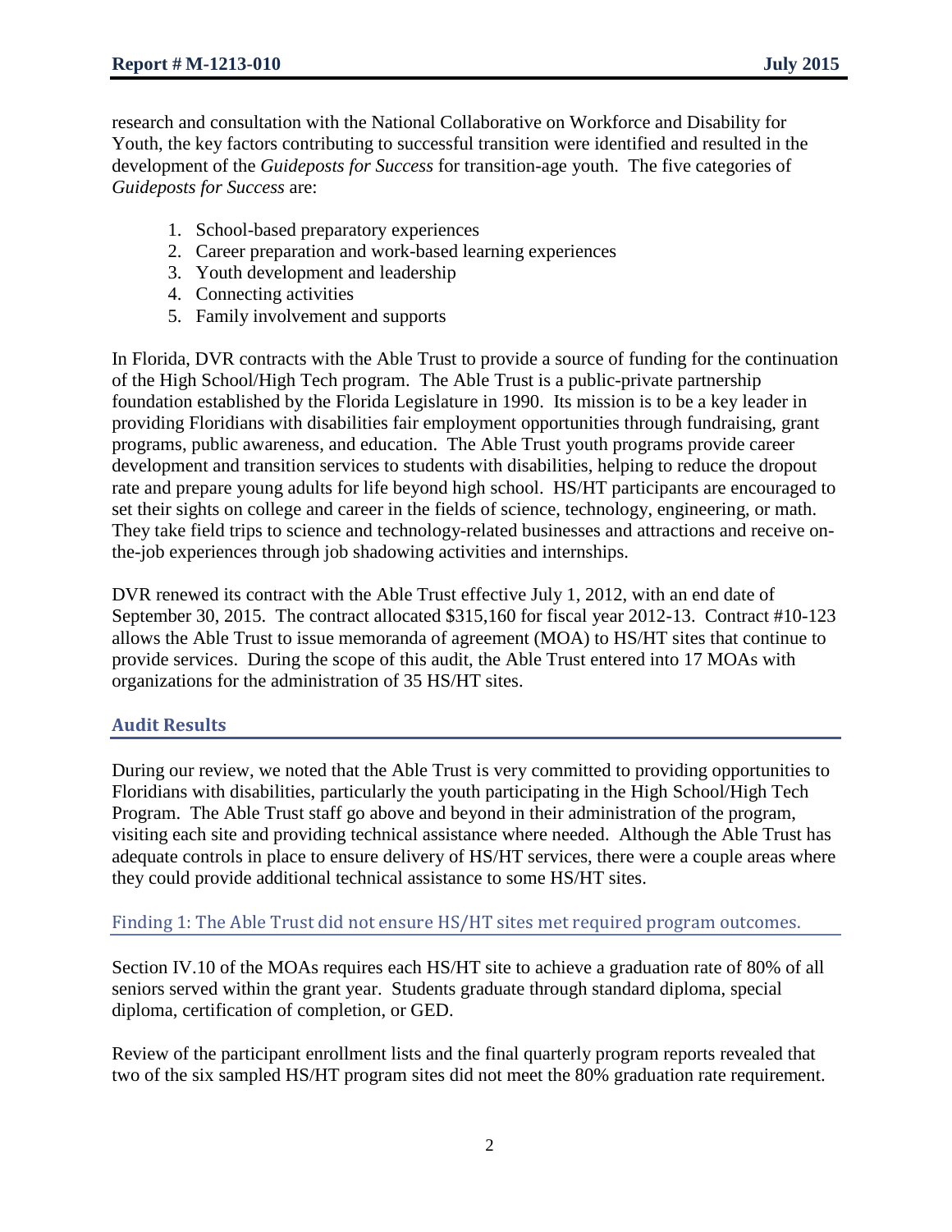research and consultation with the National Collaborative on Workforce and Disability for Youth, the key factors contributing to successful transition were identified and resulted in the development of the *Guideposts for Success* for transition-age youth. The five categories of *Guideposts for Success* are:

1. School-based preparatory experiences
2. Career preparation and work-based learning experiences
3. Youth development and leadership
4. Connecting activities
5. Family involvement and supports

In Florida, DVR contracts with the Able Trust to provide a source of funding for the continuation of the High School/High Tech program. The Able Trust is a public-private partnership foundation established by the Florida Legislature in 1990. Its mission is to be a key leader in providing Floridians with disabilities fair employment opportunities through fundraising, grant programs, public awareness, and education. The Able Trust youth programs provide career development and transition services to students with disabilities, helping to reduce the dropout rate and prepare young adults for life beyond high school. HS/HT participants are encouraged to set their sights on college and career in the fields of science, technology, engineering, or math. They take field trips to science and technology-related businesses and attractions and receive on-the-job experiences through job shadowing activities and internships.

DVR renewed its contract with the Able Trust effective July 1, 2012, with an end date of September 30, 2015. The contract allocated $315,160 for fiscal year 2012-13. Contract #10-123 allows the Able Trust to issue memoranda of agreement (MOA) to HS/HT sites that continue to provide services. During the scope of this audit, the Able Trust entered into 17 MOAs with organizations for the administration of 35 HS/HT sites.

## Audit Results

During our review, we noted that the Able Trust is very committed to providing opportunities to Floridians with disabilities, particularly the youth participating in the High School/High Tech Program. The Able Trust staff go above and beyond in their administration of the program, visiting each site and providing technical assistance where needed. Although the Able Trust has adequate controls in place to ensure delivery of HS/HT services, there were a couple areas where they could provide additional technical assistance to some HS/HT sites.

### Finding 1: The Able Trust did not ensure HS/HT sites met required program outcomes.

Section IV.10 of the MOAs requires each HS/HT site to achieve a graduation rate of 80% of all seniors served within the grant year. Students graduate through standard diploma, special diploma, certification of completion, or GED.

Review of the participant enrollment lists and the final quarterly program reports revealed that two of the six sampled HS/HT program sites did not meet the 80% graduation rate requirement.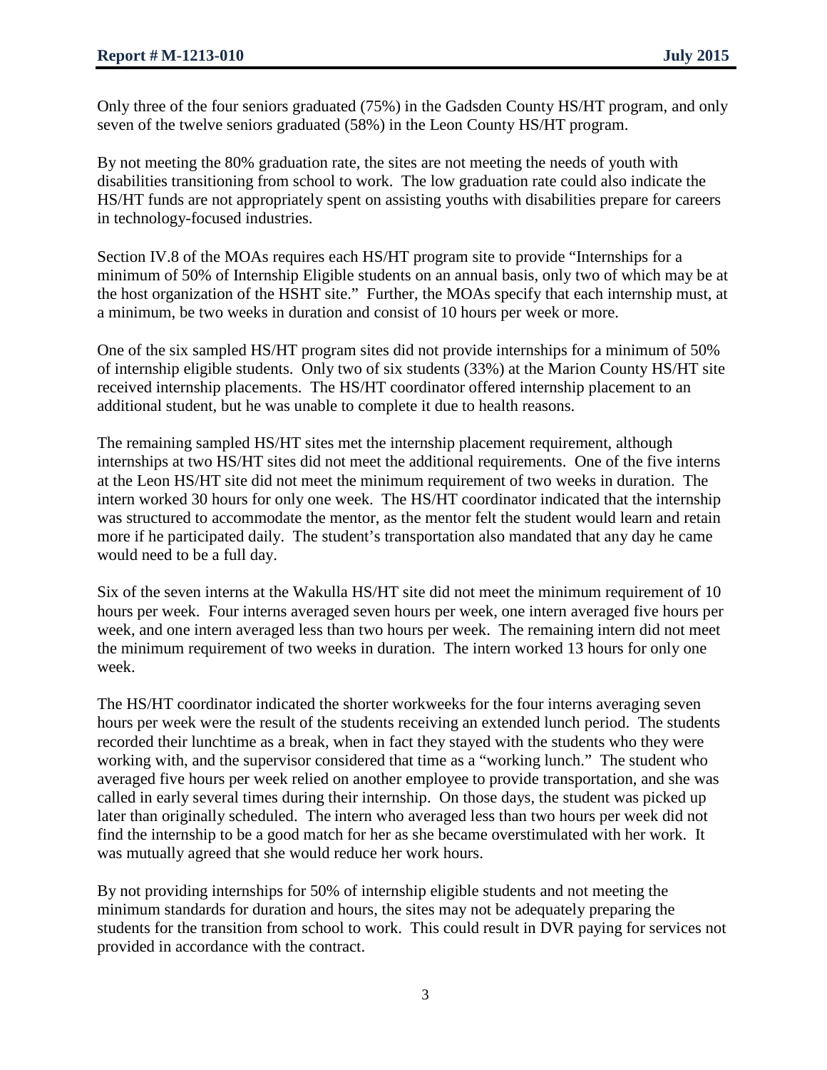Only three of the four seniors graduated (75%) in the Gadsden County HS/HT program, and only seven of the twelve seniors graduated (58%) in the Leon County HS/HT program.

By not meeting the 80% graduation rate, the sites are not meeting the needs of youth with disabilities transitioning from school to work. The low graduation rate could also indicate the HS/HT funds are not appropriately spent on assisting youths with disabilities prepare for careers in technology-focused industries.

Section IV.8 of the MOAs requires each HS/HT program site to provide "Internships for a minimum of 50% of Internship Eligible students on an annual basis, only two of which may be at the host organization of the HSHT site." Further, the MOAs specify that each internship must, at a minimum, be two weeks in duration and consist of 10 hours per week or more.

One of the six sampled HS/HT program sites did not provide internships for a minimum of 50% of internship eligible students. Only two of six students (33%) at the Marion County HS/HT site received internship placements. The HS/HT coordinator offered internship placement to an additional student, but he was unable to complete it due to health reasons.

The remaining sampled HS/HT sites met the internship placement requirement, although internships at two HS/HT sites did not meet the additional requirements. One of the five interns at the Leon HS/HT site did not meet the minimum requirement of two weeks in duration. The intern worked 30 hours for only one week. The HS/HT coordinator indicated that the internship was structured to accommodate the mentor, as the mentor felt the student would learn and retain more if he participated daily. The student's transportation also mandated that any day he came would need to be a full day.

Six of the seven interns at the Wakulla HS/HT site did not meet the minimum requirement of 10 hours per week. Four interns averaged seven hours per week, one intern averaged five hours per week, and one intern averaged less than two hours per week. The remaining intern did not meet the minimum requirement of two weeks in duration. The intern worked 13 hours for only one week.

The HS/HT coordinator indicated the shorter workweeks for the four interns averaging seven hours per week were the result of the students receiving an extended lunch period. The students recorded their lunchtime as a break, when in fact they stayed with the students who they were working with, and the supervisor considered that time as a "working lunch." The student who averaged five hours per week relied on another employee to provide transportation, and she was called in early several times during their internship. On those days, the student was picked up later than originally scheduled. The intern who averaged less than two hours per week did not find the internship to be a good match for her as she became overstimulated with her work. It was mutually agreed that she would reduce her work hours.

By not providing internships for 50% of internship eligible students and not meeting the minimum standards for duration and hours, the sites may not be adequately preparing the students for the transition from school to work. This could result in DVR paying for services not provided in accordance with the contract.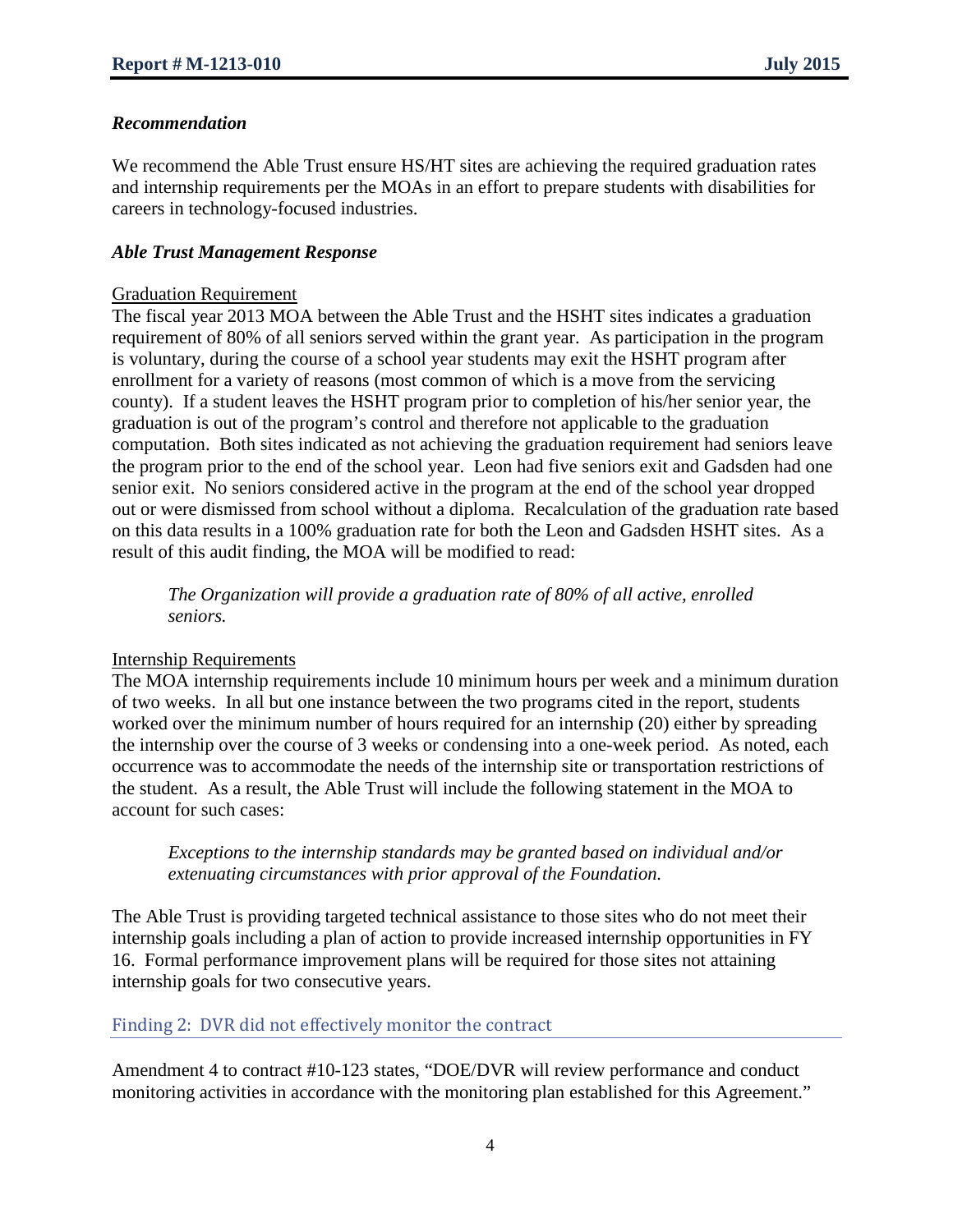### *Recommendation*

We recommend the Able Trust ensure HS/HT sites are achieving the required graduation rates and internship requirements per the MOAs in an effort to prepare students with disabilities for careers in technology-focused industries.

### *Able Trust Management Response*

<u>Graduation Requirement</u>

The fiscal year 2013 MOA between the Able Trust and the HSHT sites indicates a graduation requirement of 80% of all seniors served within the grant year. As participation in the program is voluntary, during the course of a school year students may exit the HSHT program after enrollment for a variety of reasons (most common of which is a move from the servicing county). If a student leaves the HSHT program prior to completion of his/her senior year, the graduation is out of the program's control and therefore not applicable to the graduation computation. Both sites indicated as not achieving the graduation requirement had seniors leave the program prior to the end of the school year. Leon had five seniors exit and Gadsden had one senior exit. No seniors considered active in the program at the end of the school year dropped out or were dismissed from school without a diploma. Recalculation of the graduation rate based on this data results in a 100% graduation rate for both the Leon and Gadsden HSHT sites. As a result of this audit finding, the MOA will be modified to read:

> *The Organization will provide a graduation rate of 80% of all active, enrolled seniors.*

<u>Internship Requirements</u>

The MOA internship requirements include 10 minimum hours per week and a minimum duration of two weeks. In all but one instance between the two programs cited in the report, students worked over the minimum number of hours required for an internship (20) either by spreading the internship over the course of 3 weeks or condensing into a one-week period. As noted, each occurrence was to accommodate the needs of the internship site or transportation restrictions of the student. As a result, the Able Trust will include the following statement in the MOA to account for such cases:

> *Exceptions to the internship standards may be granted based on individual and/or extenuating circumstances with prior approval of the Foundation.*

The Able Trust is providing targeted technical assistance to those sites who do not meet their internship goals including a plan of action to provide increased internship opportunities in FY 16. Formal performance improvement plans will be required for those sites not attaining internship goals for two consecutive years.

## Finding 2: DVR did not effectively monitor the contract

Amendment 4 to contract #10-123 states, "DOE/DVR will review performance and conduct monitoring activities in accordance with the monitoring plan established for this Agreement."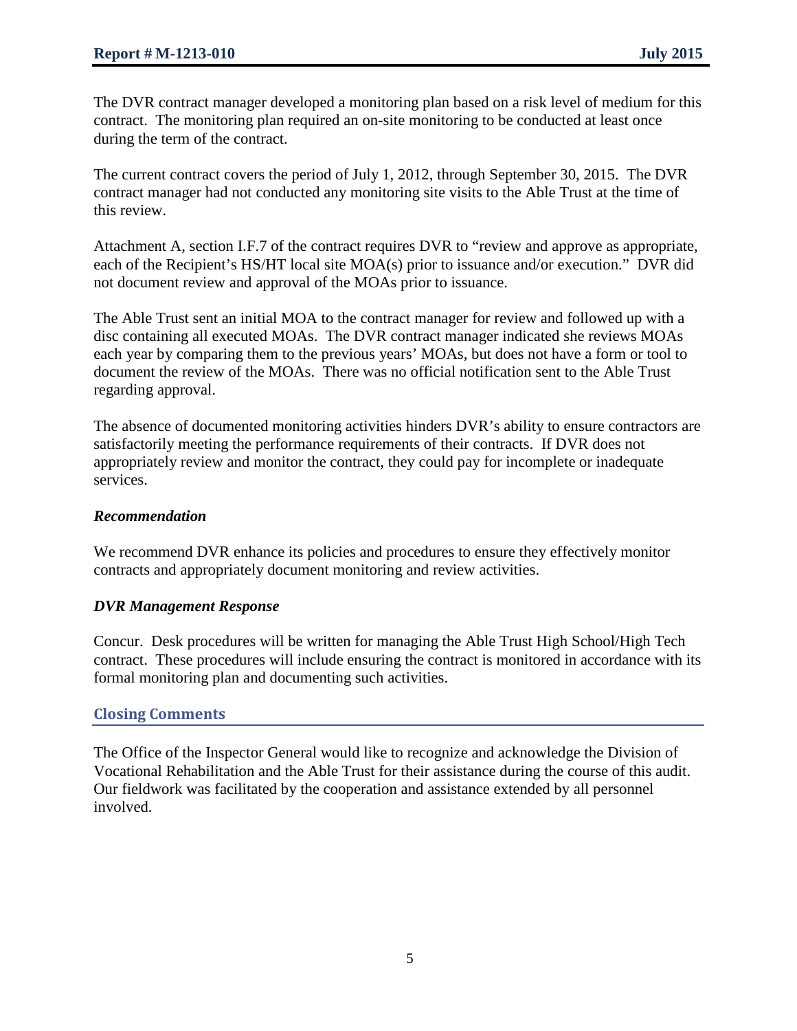The DVR contract manager developed a monitoring plan based on a risk level of medium for this contract. The monitoring plan required an on-site monitoring to be conducted at least once during the term of the contract.

The current contract covers the period of July 1, 2012, through September 30, 2015. The DVR contract manager had not conducted any monitoring site visits to the Able Trust at the time of this review.

Attachment A, section I.F.7 of the contract requires DVR to "review and approve as appropriate, each of the Recipient's HS/HT local site MOA(s) prior to issuance and/or execution." DVR did not document review and approval of the MOAs prior to issuance.

The Able Trust sent an initial MOA to the contract manager for review and followed up with a disc containing all executed MOAs. The DVR contract manager indicated she reviews MOAs each year by comparing them to the previous years' MOAs, but does not have a form or tool to document the review of the MOAs. There was no official notification sent to the Able Trust regarding approval.

The absence of documented monitoring activities hinders DVR's ability to ensure contractors are satisfactorily meeting the performance requirements of their contracts. If DVR does not appropriately review and monitor the contract, they could pay for incomplete or inadequate services.

***Recommendation***

We recommend DVR enhance its policies and procedures to ensure they effectively monitor contracts and appropriately document monitoring and review activities.

***DVR Management Response***

Concur. Desk procedures will be written for managing the Able Trust High School/High Tech contract. These procedures will include ensuring the contract is monitored in accordance with its formal monitoring plan and documenting such activities.

## Closing Comments

The Office of the Inspector General would like to recognize and acknowledge the Division of Vocational Rehabilitation and the Able Trust for their assistance during the course of this audit. Our fieldwork was facilitated by the cooperation and assistance extended by all personnel involved.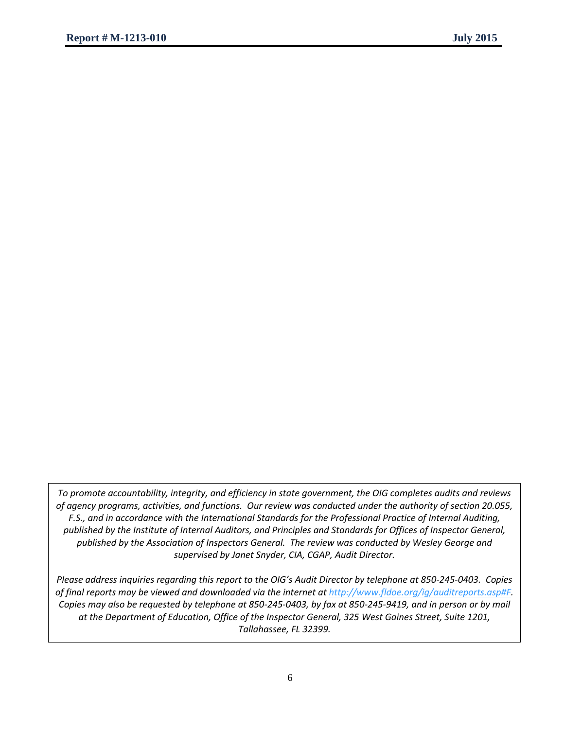*To promote accountability, integrity, and efficiency in state government, the OIG completes audits and reviews of agency programs, activities, and functions. Our review was conducted under the authority of section 20.055, F.S., and in accordance with the International Standards for the Professional Practice of Internal Auditing, published by the Institute of Internal Auditors, and Principles and Standards for Offices of Inspector General, published by the Association of Inspectors General. The review was conducted by Wesley George and supervised by Janet Snyder, CIA, CGAP, Audit Director.*

*Please address inquiries regarding this report to the OIG's Audit Director by telephone at 850-245-0403. Copies of final reports may be viewed and downloaded via the internet at [http://www.fldoe.org/ig/auditreports.asp#F](http://www.fldoe.org/ig/auditreports.asp#F). Copies may also be requested by telephone at 850-245-0403, by fax at 850-245-9419, and in person or by mail at the Department of Education, Office of the Inspector General, 325 West Gaines Street, Suite 1201, Tallahassee, FL 32399.*